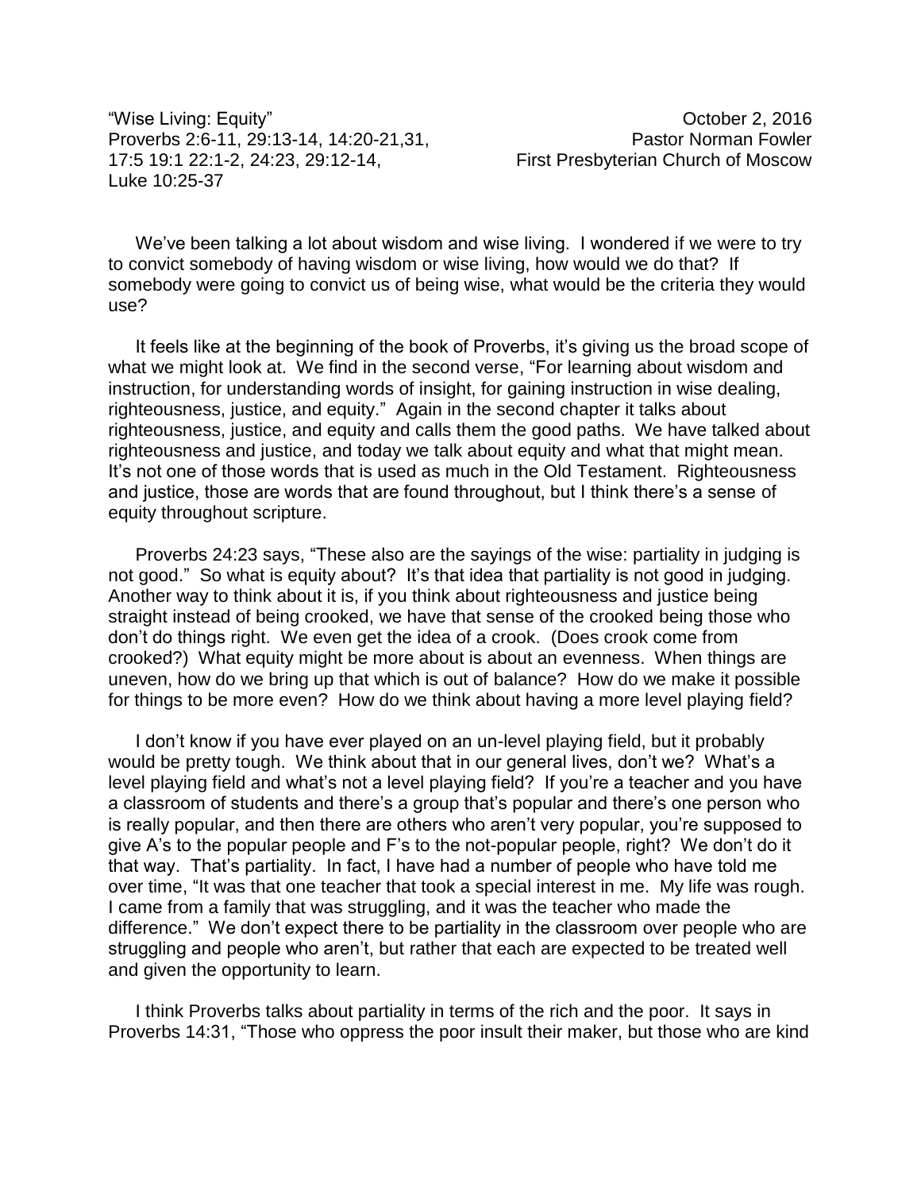"Wise Living: Equity" October 2, 2016
Proverbs 2:6-11, 29:13-14, 14:20-21,31, 17:5 19:1 22:1-2, 24:23, 29:12-14, Luke 10:25-37

Pastor Norman Fowler
First Presbyterian Church of Moscow

We've been talking a lot about wisdom and wise living. I wondered if we were to try to convict somebody of having wisdom or wise living, how would we do that? If somebody were going to convict us of being wise, what would be the criteria they would use?

It feels like at the beginning of the book of Proverbs, it's giving us the broad scope of what we might look at. We find in the second verse, "For learning about wisdom and instruction, for understanding words of insight, for gaining instruction in wise dealing, righteousness, justice, and equity." Again in the second chapter it talks about righteousness, justice, and equity and calls them the good paths. We have talked about righteousness and justice, and today we talk about equity and what that might mean. It's not one of those words that is used as much in the Old Testament. Righteousness and justice, those are words that are found throughout, but I think there's a sense of equity throughout scripture.

Proverbs 24:23 says, "These also are the sayings of the wise: partiality in judging is not good." So what is equity about? It's that idea that partiality is not good in judging. Another way to think about it is, if you think about righteousness and justice being straight instead of being crooked, we have that sense of the crooked being those who don't do things right. We even get the idea of a crook. (Does crook come from crooked?) What equity might be more about is about an evenness. When things are uneven, how do we bring up that which is out of balance? How do we make it possible for things to be more even? How do we think about having a more level playing field?

I don't know if you have ever played on an un-level playing field, but it probably would be pretty tough. We think about that in our general lives, don't we? What's a level playing field and what's not a level playing field? If you're a teacher and you have a classroom of students and there's a group that's popular and there's one person who is really popular, and then there are others who aren't very popular, you're supposed to give A's to the popular people and F's to the not-popular people, right? We don't do it that way. That's partiality. In fact, I have had a number of people who have told me over time, "It was that one teacher that took a special interest in me. My life was rough. I came from a family that was struggling, and it was the teacher who made the difference." We don't expect there to be partiality in the classroom over people who are struggling and people who aren't, but rather that each are expected to be treated well and given the opportunity to learn.

I think Proverbs talks about partiality in terms of the rich and the poor. It says in Proverbs 14:31, "Those who oppress the poor insult their maker, but those who are kind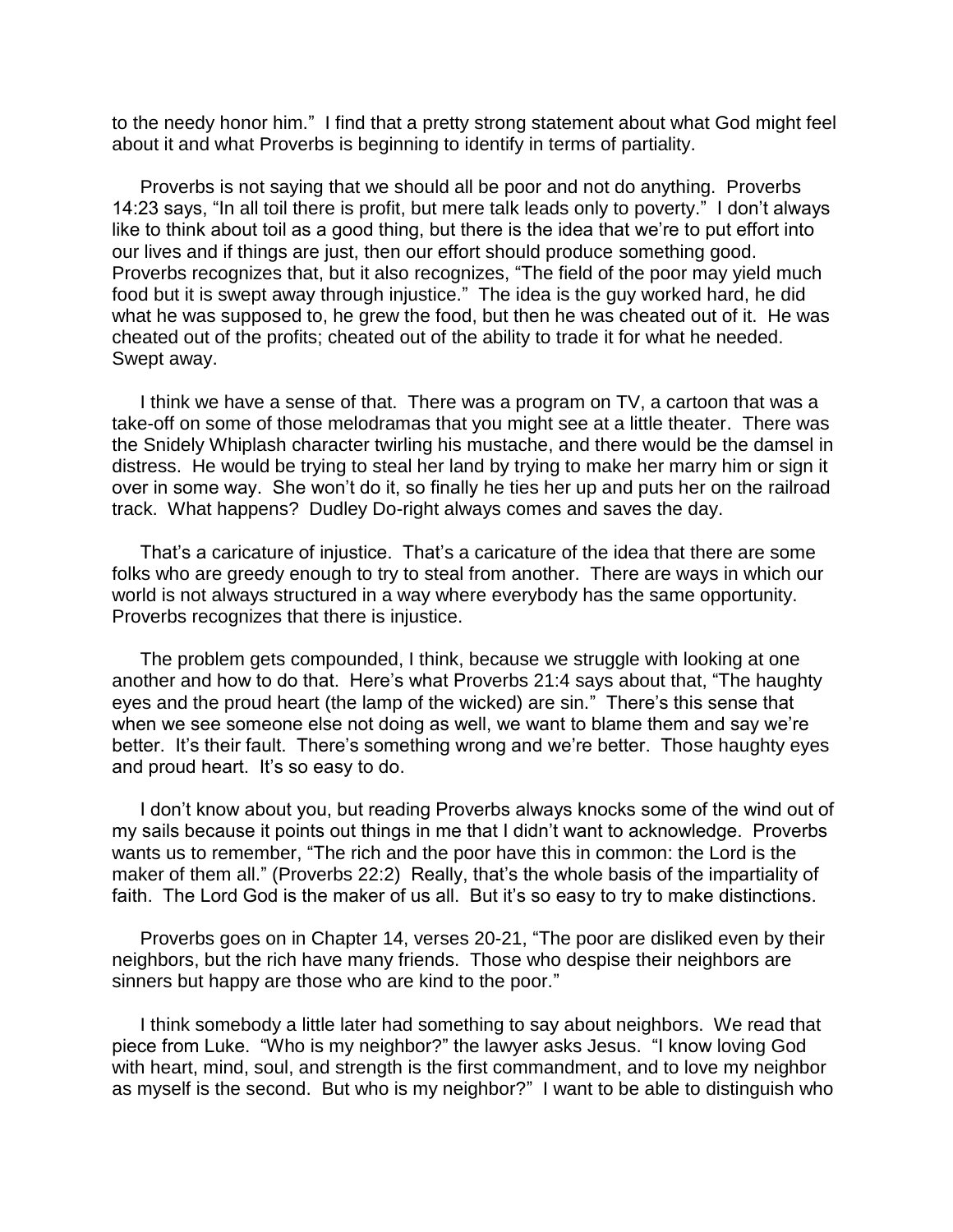to the needy honor him." I find that a pretty strong statement about what God might feel about it and what Proverbs is beginning to identify in terms of partiality.

Proverbs is not saying that we should all be poor and not do anything. Proverbs 14:23 says, "In all toil there is profit, but mere talk leads only to poverty." I don't always like to think about toil as a good thing, but there is the idea that we're to put effort into our lives and if things are just, then our effort should produce something good. Proverbs recognizes that, but it also recognizes, "The field of the poor may yield much food but it is swept away through injustice." The idea is the guy worked hard, he did what he was supposed to, he grew the food, but then he was cheated out of it. He was cheated out of the profits; cheated out of the ability to trade it for what he needed. Swept away.

I think we have a sense of that. There was a program on TV, a cartoon that was a take-off on some of those melodramas that you might see at a little theater. There was the Snidely Whiplash character twirling his mustache, and there would be the damsel in distress. He would be trying to steal her land by trying to make her marry him or sign it over in some way. She won't do it, so finally he ties her up and puts her on the railroad track. What happens? Dudley Do-right always comes and saves the day.

That's a caricature of injustice. That's a caricature of the idea that there are some folks who are greedy enough to try to steal from another. There are ways in which our world is not always structured in a way where everybody has the same opportunity. Proverbs recognizes that there is injustice.

The problem gets compounded, I think, because we struggle with looking at one another and how to do that. Here's what Proverbs 21:4 says about that, "The haughty eyes and the proud heart (the lamp of the wicked) are sin." There's this sense that when we see someone else not doing as well, we want to blame them and say we're better. It's their fault. There's something wrong and we're better. Those haughty eyes and proud heart. It's so easy to do.

I don't know about you, but reading Proverbs always knocks some of the wind out of my sails because it points out things in me that I didn't want to acknowledge. Proverbs wants us to remember, "The rich and the poor have this in common: the Lord is the maker of them all." (Proverbs 22:2) Really, that's the whole basis of the impartiality of faith. The Lord God is the maker of us all. But it's so easy to try to make distinctions.

Proverbs goes on in Chapter 14, verses 20-21, "The poor are disliked even by their neighbors, but the rich have many friends. Those who despise their neighbors are sinners but happy are those who are kind to the poor."

I think somebody a little later had something to say about neighbors. We read that piece from Luke. "Who is my neighbor?" the lawyer asks Jesus. "I know loving God with heart, mind, soul, and strength is the first commandment, and to love my neighbor as myself is the second. But who is my neighbor?" I want to be able to distinguish who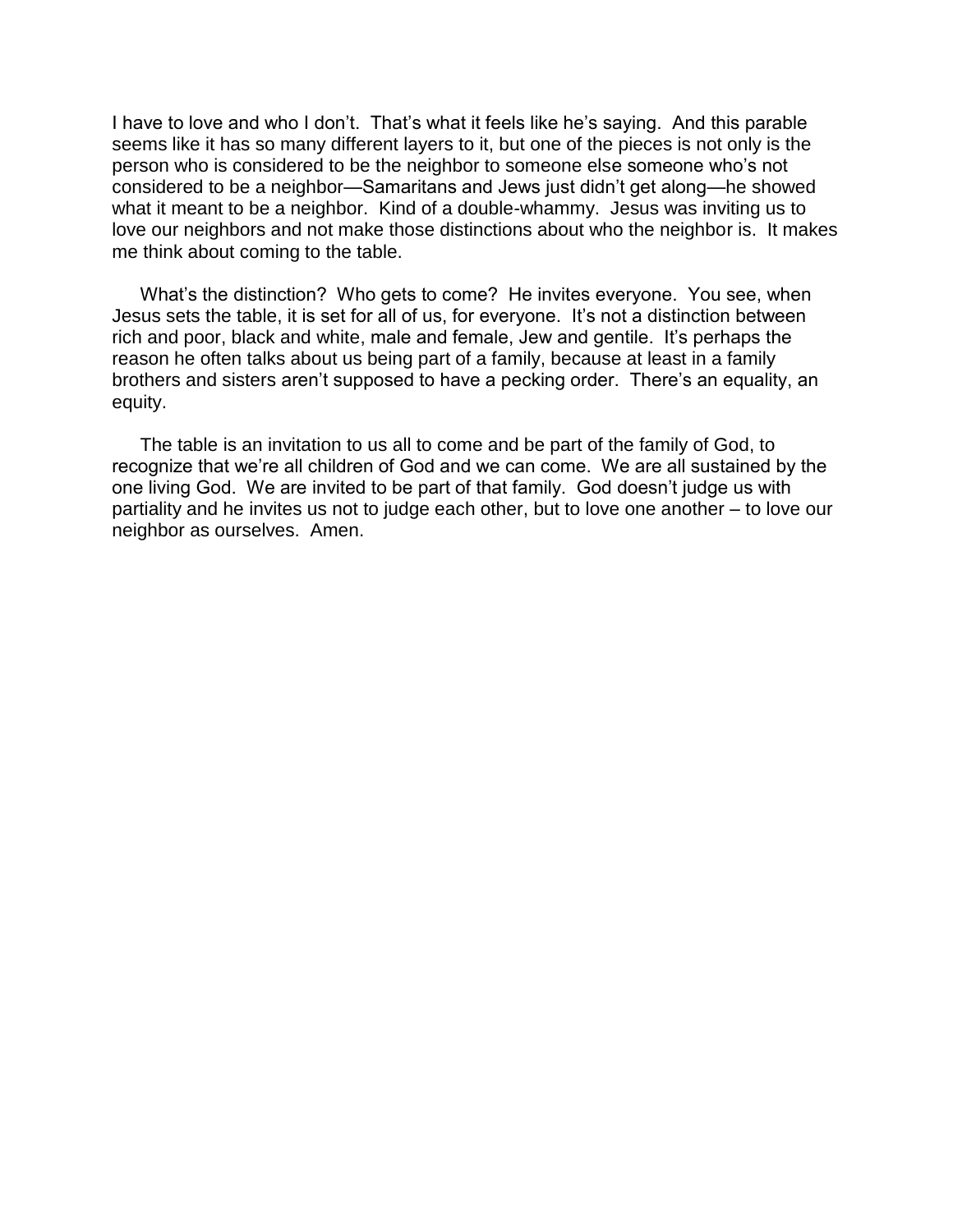I have to love and who I don't. That's what it feels like he's saying. And this parable seems like it has so many different layers to it, but one of the pieces is not only is the person who is considered to be the neighbor to someone else someone who's not considered to be a neighbor—Samaritans and Jews just didn't get along—he showed what it meant to be a neighbor. Kind of a double-whammy. Jesus was inviting us to love our neighbors and not make those distinctions about who the neighbor is. It makes me think about coming to the table.

What's the distinction? Who gets to come? He invites everyone. You see, when Jesus sets the table, it is set for all of us, for everyone. It's not a distinction between rich and poor, black and white, male and female, Jew and gentile. It's perhaps the reason he often talks about us being part of a family, because at least in a family brothers and sisters aren't supposed to have a pecking order. There's an equality, an equity.

The table is an invitation to us all to come and be part of the family of God, to recognize that we're all children of God and we can come. We are all sustained by the one living God. We are invited to be part of that family. God doesn't judge us with partiality and he invites us not to judge each other, but to love one another – to love our neighbor as ourselves. Amen.